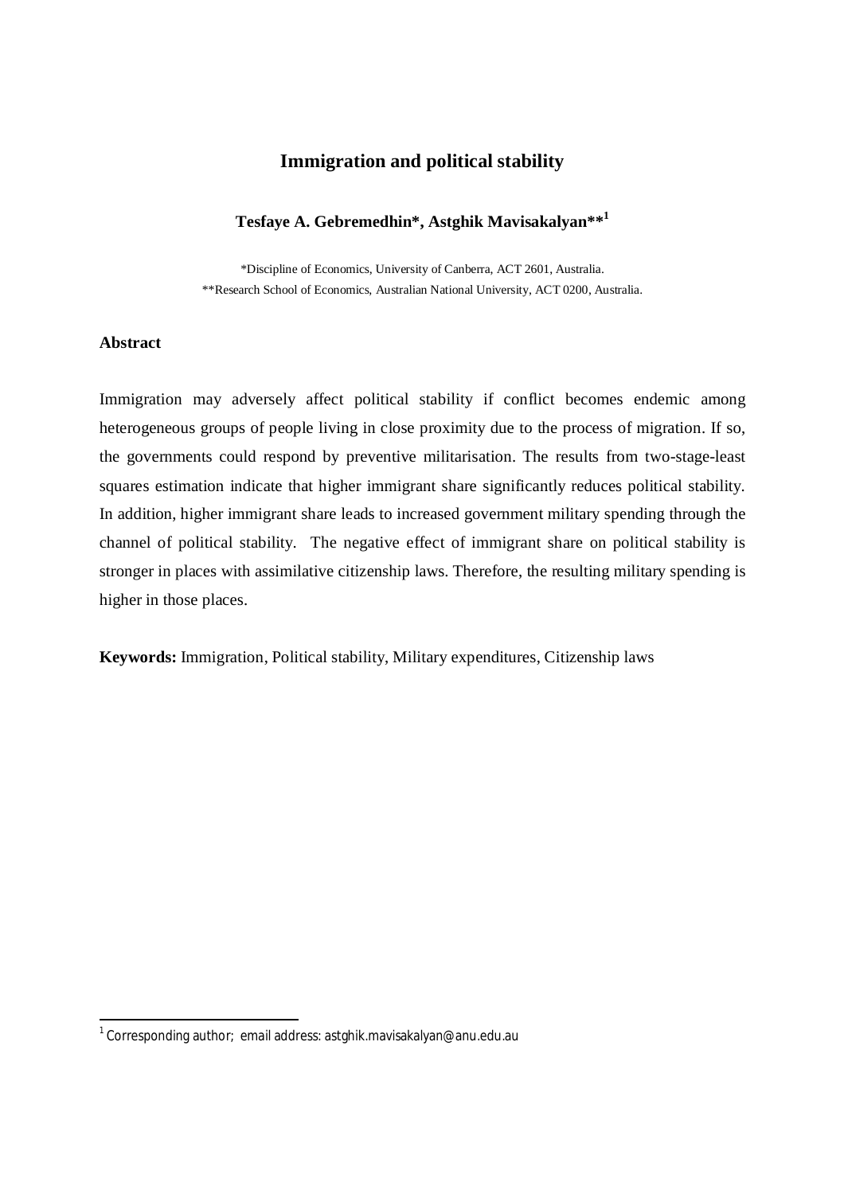# Immigration and political stability

**Tesfaye A. Gebremedhin\*, Astghik Mavisakalyan\*\*[1]**

\*Discipline of Economics, University of Canberra, ACT 2601, Australia.
\*\*Research School of Economics, Australian National University, ACT 0200, Australia.

### Abstract

Immigration may adversely affect political stability if conflict becomes endemic among heterogeneous groups of people living in close proximity due to the process of migration. If so, the governments could respond by preventive militarisation. The results from two-stage-least squares estimation indicate that higher immigrant share significantly reduces political stability. In addition, higher immigrant share leads to increased government military spending through the channel of political stability. The negative effect of immigrant share on political stability is stronger in places with assimilative citizenship laws. Therefore, the resulting military spending is higher in those places.

**Keywords:** Immigration, Political stability, Military expenditures, Citizenship laws

---

[1] Corresponding author; email address: astghik.mavisakalyan@anu.edu.au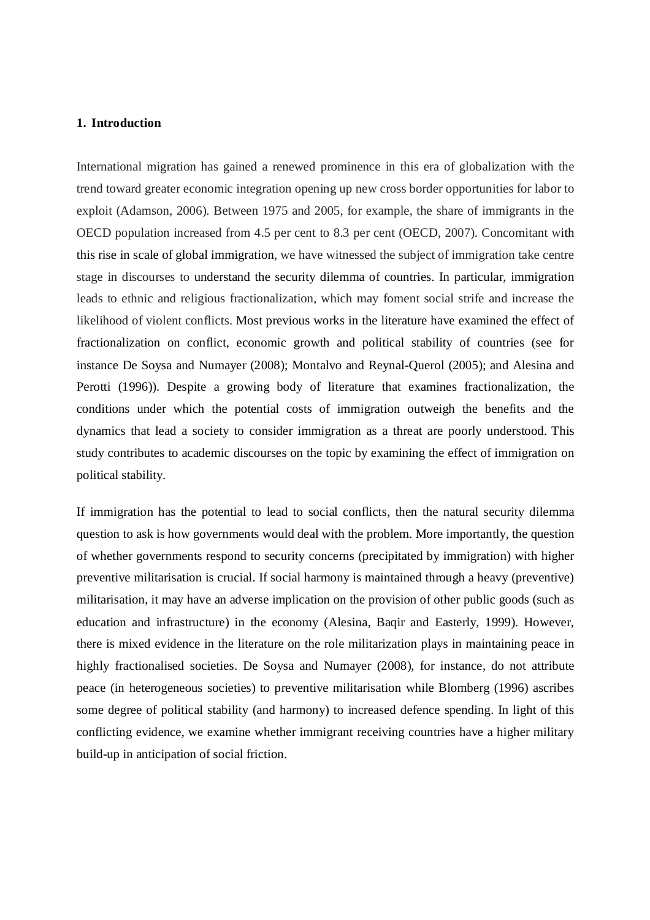## 1. Introduction

International migration has gained a renewed prominence in this era of globalization with the trend toward greater economic integration opening up new cross border opportunities for labor to exploit (Adamson, 2006). Between 1975 and 2005, for example, the share of immigrants in the OECD population increased from 4.5 per cent to 8.3 per cent (OECD, 2007). Concomitant with this rise in scale of global immigration, we have witnessed the subject of immigration take centre stage in discourses to understand the security dilemma of countries. In particular, immigration leads to ethnic and religious fractionalization, which may foment social strife and increase the likelihood of violent conflicts. Most previous works in the literature have examined the effect of fractionalization on conflict, economic growth and political stability of countries (see for instance De Soysa and Numayer (2008); Montalvo and Reynal-Querol (2005); and Alesina and Perotti (1996)). Despite a growing body of literature that examines fractionalization, the conditions under which the potential costs of immigration outweigh the benefits and the dynamics that lead a society to consider immigration as a threat are poorly understood. This study contributes to academic discourses on the topic by examining the effect of immigration on political stability.

If immigration has the potential to lead to social conflicts, then the natural security dilemma question to ask is how governments would deal with the problem. More importantly, the question of whether governments respond to security concerns (precipitated by immigration) with higher preventive militarisation is crucial. If social harmony is maintained through a heavy (preventive) militarisation, it may have an adverse implication on the provision of other public goods (such as education and infrastructure) in the economy (Alesina, Baqir and Easterly, 1999). However, there is mixed evidence in the literature on the role militarization plays in maintaining peace in highly fractionalised societies. De Soysa and Numayer (2008), for instance, do not attribute peace (in heterogeneous societies) to preventive militarisation while Blomberg (1996) ascribes some degree of political stability (and harmony) to increased defence spending. In light of this conflicting evidence, we examine whether immigrant receiving countries have a higher military build-up in anticipation of social friction.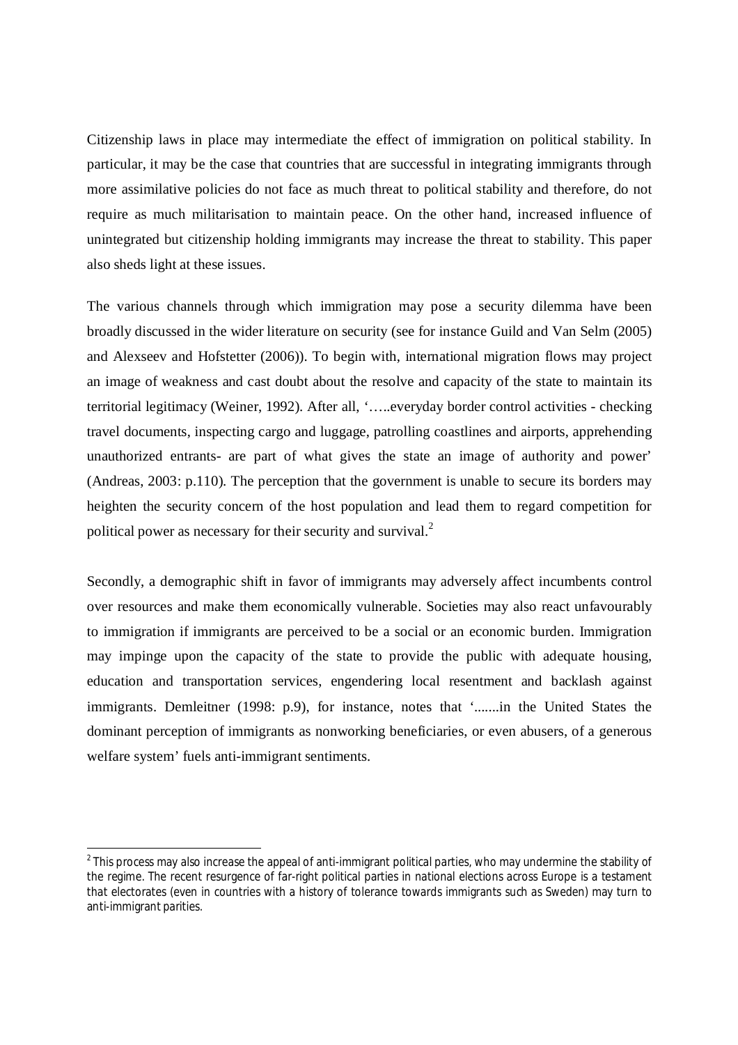Citizenship laws in place may intermediate the effect of immigration on political stability. In particular, it may be the case that countries that are successful in integrating immigrants through more assimilative policies do not face as much threat to political stability and therefore, do not require as much militarisation to maintain peace. On the other hand, increased influence of unintegrated but citizenship holding immigrants may increase the threat to stability. This paper also sheds light at these issues.

The various channels through which immigration may pose a security dilemma have been broadly discussed in the wider literature on security (see for instance Guild and Van Selm (2005) and Alexseev and Hofstetter (2006)). To begin with, international migration flows may project an image of weakness and cast doubt about the resolve and capacity of the state to maintain its territorial legitimacy (Weiner, 1992). After all, '…..everyday border control activities - checking travel documents, inspecting cargo and luggage, patrolling coastlines and airports, apprehending unauthorized entrants- are part of what gives the state an image of authority and power' (Andreas, 2003: p.110). The perception that the government is unable to secure its borders may heighten the security concern of the host population and lead them to regard competition for political power as necessary for their security and survival.[2]

Secondly, a demographic shift in favor of immigrants may adversely affect incumbents control over resources and make them economically vulnerable. Societies may also react unfavourably to immigration if immigrants are perceived to be a social or an economic burden. Immigration may impinge upon the capacity of the state to provide the public with adequate housing, education and transportation services, engendering local resentment and backlash against immigrants. Demleitner (1998: p.9), for instance, notes that '.......in the United States the dominant perception of immigrants as nonworking beneficiaries, or even abusers, of a generous welfare system' fuels anti-immigrant sentiments.

---

[2] This process may also increase the appeal of anti-immigrant political parties, who may undermine the stability of the regime. The recent resurgence of far-right political parties in national elections across Europe is a testament that electorates (even in countries with a history of tolerance towards immigrants such as Sweden) may turn to anti-immigrant parities.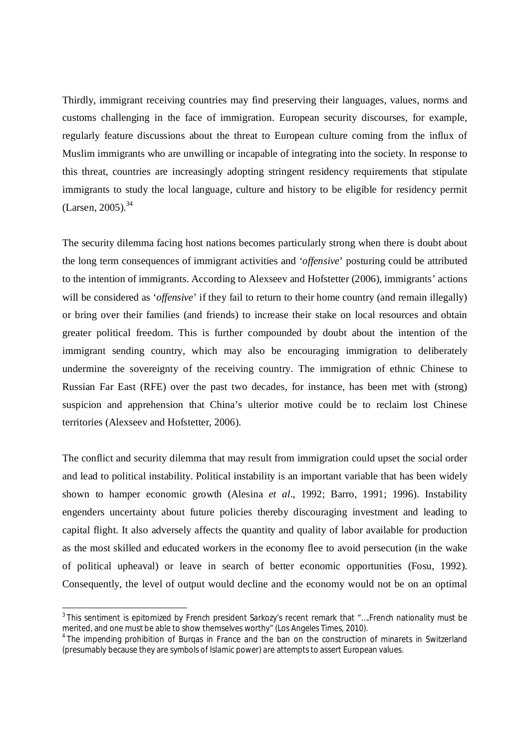Thirdly, immigrant receiving countries may find preserving their languages, values, norms and customs challenging in the face of immigration. European security discourses, for example, regularly feature discussions about the threat to European culture coming from the influx of Muslim immigrants who are unwilling or incapable of integrating into the society. In response to this threat, countries are increasingly adopting stringent residency requirements that stipulate immigrants to study the local language, culture and history to be eligible for residency permit (Larsen, 2005).[3,4]

The security dilemma facing host nations becomes particularly strong when there is doubt about the long term consequences of immigrant activities and '*offensive*' posturing could be attributed to the intention of immigrants. According to Alexseev and Hofstetter (2006), immigrants' actions will be considered as '*offensive*' if they fail to return to their home country (and remain illegally) or bring over their families (and friends) to increase their stake on local resources and obtain greater political freedom. This is further compounded by doubt about the intention of the immigrant sending country, which may also be encouraging immigration to deliberately undermine the sovereignty of the receiving country. The immigration of ethnic Chinese to Russian Far East (RFE) over the past two decades, for instance, has been met with (strong) suspicion and apprehension that China's ulterior motive could be to reclaim lost Chinese territories (Alexseev and Hofstetter, 2006).

The conflict and security dilemma that may result from immigration could upset the social order and lead to political instability. Political instability is an important variable that has been widely shown to hamper economic growth (Alesina *et al*., 1992; Barro, 1991; 1996). Instability engenders uncertainty about future policies thereby discouraging investment and leading to capital flight. It also adversely affects the quantity and quality of labor available for production as the most skilled and educated workers in the economy flee to avoid persecution (in the wake of political upheaval) or leave in search of better economic opportunities (Fosu, 1992). Consequently, the level of output would decline and the economy would not be on an optimal

---

[3] This sentiment is epitomized by French president Sarkozy's recent remark that "….French nationality must be merited, and one must be able to show themselves worthy" (Los Angeles Times, 2010).

[4] The impending prohibition of Burqas in France and the ban on the construction of minarets in Switzerland (presumably because they are symbols of Islamic power) are attempts to assert European values.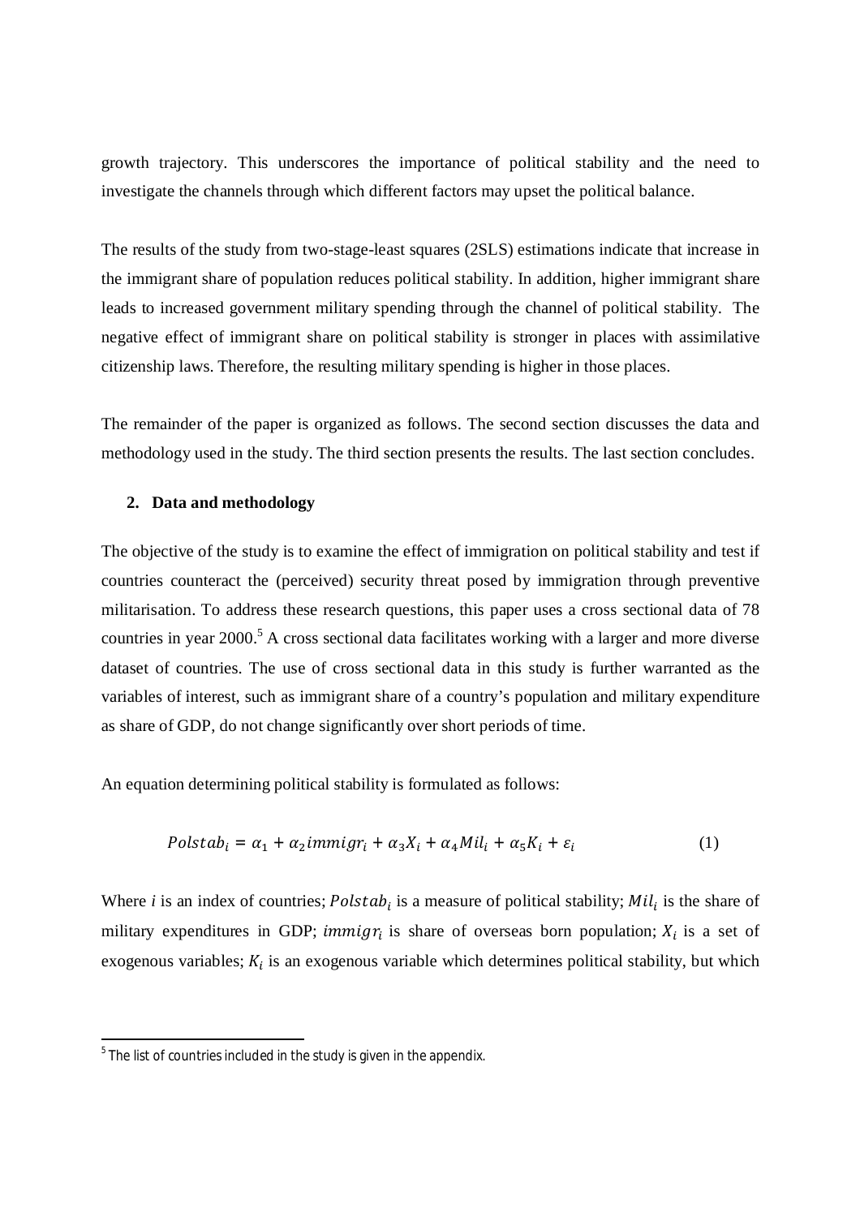growth trajectory. This underscores the importance of political stability and the need to investigate the channels through which different factors may upset the political balance.

The results of the study from two-stage-least squares (2SLS) estimations indicate that increase in the immigrant share of population reduces political stability. In addition, higher immigrant share leads to increased government military spending through the channel of political stability. The negative effect of immigrant share on political stability is stronger in places with assimilative citizenship laws. Therefore, the resulting military spending is higher in those places.

The remainder of the paper is organized as follows. The second section discusses the data and methodology used in the study. The third section presents the results. The last section concludes.

## 2. Data and methodology

The objective of the study is to examine the effect of immigration on political stability and test if countries counteract the (perceived) security threat posed by immigration through preventive militarisation. To address these research questions, this paper uses a cross sectional data of 78 countries in year 2000.[5] A cross sectional data facilitates working with a larger and more diverse dataset of countries. The use of cross sectional data in this study is further warranted as the variables of interest, such as immigrant share of a country's population and military expenditure as share of GDP, do not change significantly over short periods of time.

An equation determining political stability is formulated as follows:

$$Polstab_i = \alpha_1 + \alpha_2 immigr_i + \alpha_3 X_i + \alpha_4 Mil_i + \alpha_5 K_i + \varepsilon_i \tag{1}$$

Where *i* is an index of countries; $Polstab_i$ is a measure of political stability; $Mil_i$ is the share of military expenditures in GDP; $immigr_i$ is share of overseas born population; $X_i$ is a set of exogenous variables; $K_i$ is an exogenous variable which determines political stability, but which

[5] The list of countries included in the study is given in the appendix.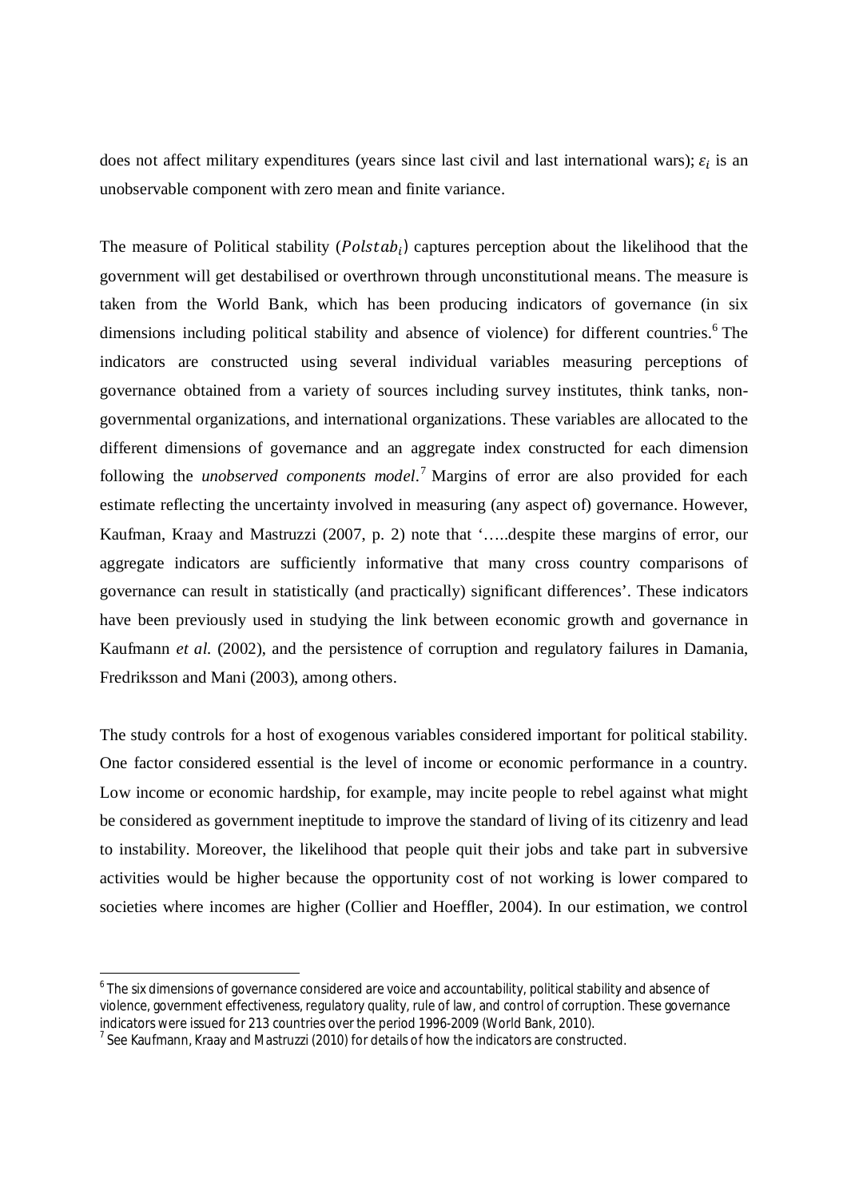does not affect military expenditures (years since last civil and last international wars); $\varepsilon_i$ is an unobservable component with zero mean and finite variance.

The measure of Political stability ($Polstab_i$) captures perception about the likelihood that the government will get destabilised or overthrown through unconstitutional means. The measure is taken from the World Bank, which has been producing indicators of governance (in six dimensions including political stability and absence of violence) for different countries.[6] The indicators are constructed using several individual variables measuring perceptions of governance obtained from a variety of sources including survey institutes, think tanks, non-governmental organizations, and international organizations. These variables are allocated to the different dimensions of governance and an aggregate index constructed for each dimension following the *unobserved components model*.[7] Margins of error are also provided for each estimate reflecting the uncertainty involved in measuring (any aspect of) governance. However, Kaufman, Kraay and Mastruzzi (2007, p. 2) note that '…..despite these margins of error, our aggregate indicators are sufficiently informative that many cross country comparisons of governance can result in statistically (and practically) significant differences'. These indicators have been previously used in studying the link between economic growth and governance in Kaufmann *et al.* (2002), and the persistence of corruption and regulatory failures in Damania, Fredriksson and Mani (2003), among others.

The study controls for a host of exogenous variables considered important for political stability. One factor considered essential is the level of income or economic performance in a country. Low income or economic hardship, for example, may incite people to rebel against what might be considered as government ineptitude to improve the standard of living of its citizenry and lead to instability. Moreover, the likelihood that people quit their jobs and take part in subversive activities would be higher because the opportunity cost of not working is lower compared to societies where incomes are higher (Collier and Hoeffler, 2004). In our estimation, we control

[6] The six dimensions of governance considered are voice and accountability, political stability and absence of violence, government effectiveness, regulatory quality, rule of law, and control of corruption. These governance indicators were issued for 213 countries over the period 1996-2009 (World Bank, 2010).

[7] See Kaufmann, Kraay and Mastruzzi (2010) for details of how the indicators are constructed.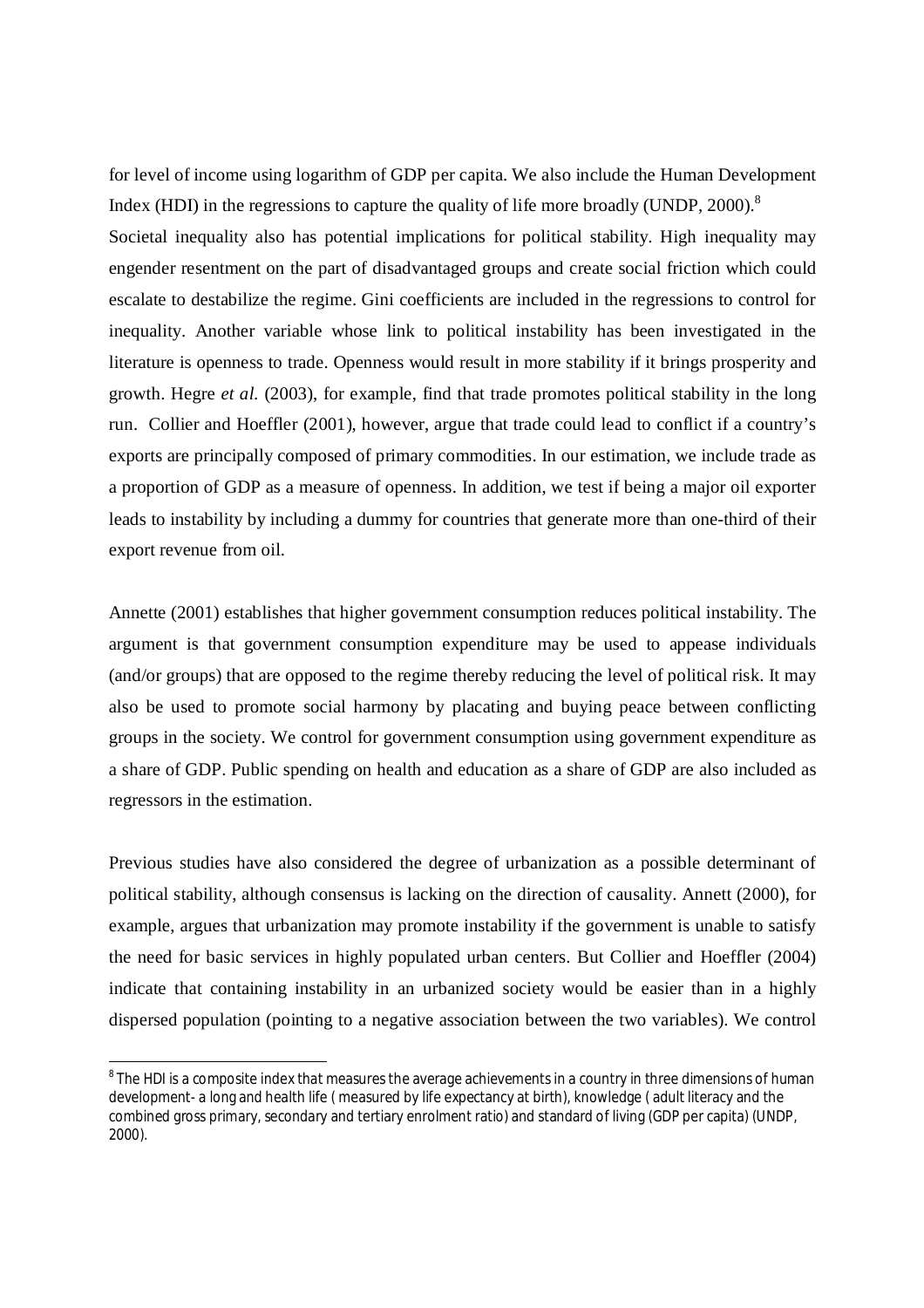for level of income using logarithm of GDP per capita. We also include the Human Development Index (HDI) in the regressions to capture the quality of life more broadly (UNDP, 2000).[8]
Societal inequality also has potential implications for political stability. High inequality may engender resentment on the part of disadvantaged groups and create social friction which could escalate to destabilize the regime. Gini coefficients are included in the regressions to control for inequality. Another variable whose link to political instability has been investigated in the literature is openness to trade. Openness would result in more stability if it brings prosperity and growth. Hegre *et al.* (2003), for example, find that trade promotes political stability in the long run. Collier and Hoeffler (2001), however, argue that trade could lead to conflict if a country's exports are principally composed of primary commodities. In our estimation, we include trade as a proportion of GDP as a measure of openness. In addition, we test if being a major oil exporter leads to instability by including a dummy for countries that generate more than one-third of their export revenue from oil.

Annette (2001) establishes that higher government consumption reduces political instability. The argument is that government consumption expenditure may be used to appease individuals (and/or groups) that are opposed to the regime thereby reducing the level of political risk. It may also be used to promote social harmony by placating and buying peace between conflicting groups in the society. We control for government consumption using government expenditure as a share of GDP. Public spending on health and education as a share of GDP are also included as regressors in the estimation.

Previous studies have also considered the degree of urbanization as a possible determinant of political stability, although consensus is lacking on the direction of causality. Annett (2000), for example, argues that urbanization may promote instability if the government is unable to satisfy the need for basic services in highly populated urban centers. But Collier and Hoeffler (2004) indicate that containing instability in an urbanized society would be easier than in a highly dispersed population (pointing to a negative association between the two variables). We control

---

[8] The HDI is a composite index that measures the average achievements in a country in three dimensions of human development- a long and health life ( measured by life expectancy at birth), knowledge ( adult literacy and the combined gross primary, secondary and tertiary enrolment ratio) and standard of living (GDP per capita) (UNDP, 2000).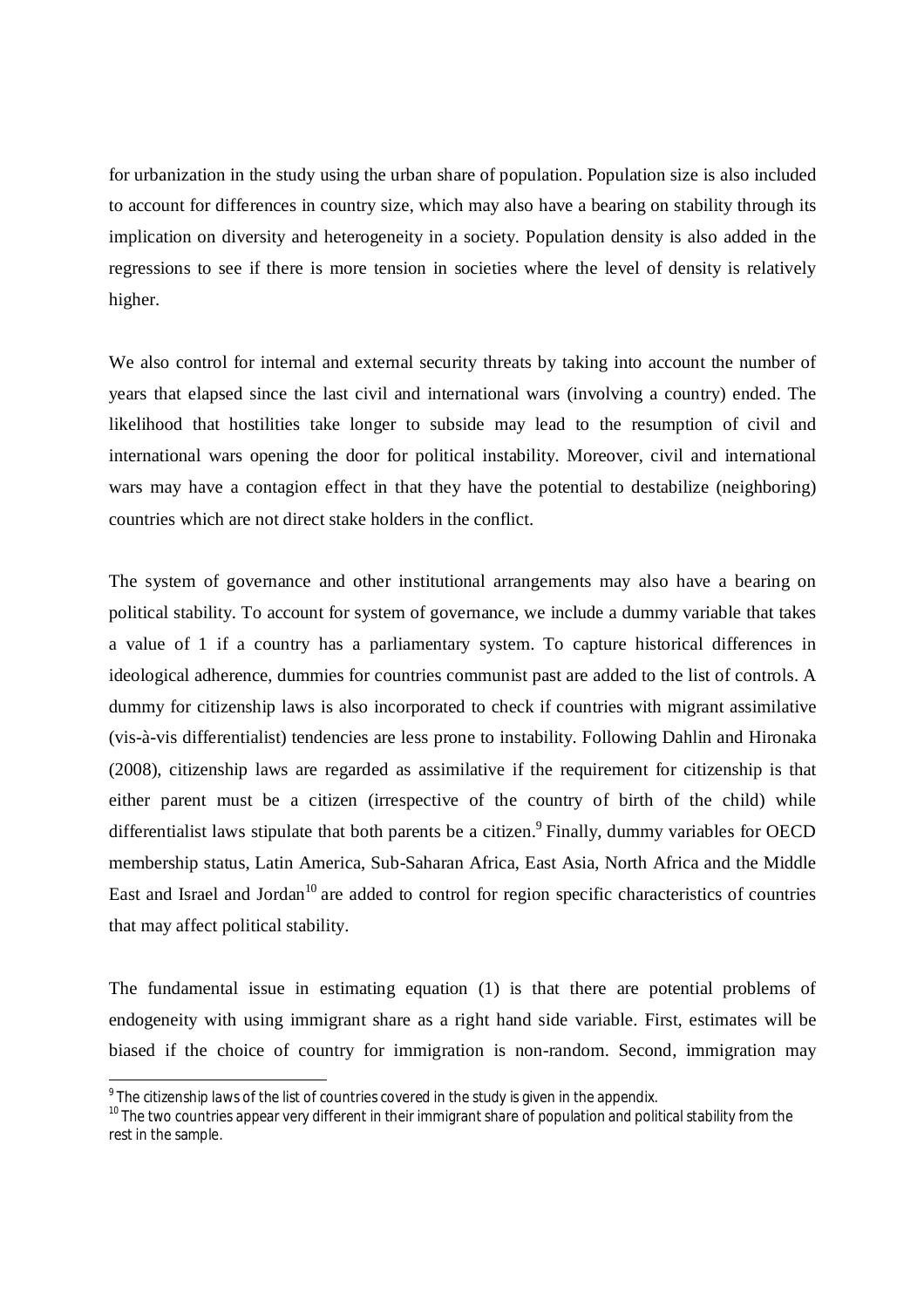for urbanization in the study using the urban share of population. Population size is also included to account for differences in country size, which may also have a bearing on stability through its implication on diversity and heterogeneity in a society. Population density is also added in the regressions to see if there is more tension in societies where the level of density is relatively higher.

We also control for internal and external security threats by taking into account the number of years that elapsed since the last civil and international wars (involving a country) ended. The likelihood that hostilities take longer to subside may lead to the resumption of civil and international wars opening the door for political instability. Moreover, civil and international wars may have a contagion effect in that they have the potential to destabilize (neighboring) countries which are not direct stake holders in the conflict.

The system of governance and other institutional arrangements may also have a bearing on political stability. To account for system of governance, we include a dummy variable that takes a value of 1 if a country has a parliamentary system. To capture historical differences in ideological adherence, dummies for countries communist past are added to the list of controls. A dummy for citizenship laws is also incorporated to check if countries with migrant assimilative (vis-à-vis differentialist) tendencies are less prone to instability. Following Dahlin and Hironaka (2008), citizenship laws are regarded as assimilative if the requirement for citizenship is that either parent must be a citizen (irrespective of the country of birth of the child) while differentialist laws stipulate that both parents be a citizen.[9] Finally, dummy variables for OECD membership status, Latin America, Sub-Saharan Africa, East Asia, North Africa and the Middle East and Israel and Jordan[10] are added to control for region specific characteristics of countries that may affect political stability.

The fundamental issue in estimating equation (1) is that there are potential problems of endogeneity with using immigrant share as a right hand side variable. First, estimates will be biased if the choice of country for immigration is non-random. Second, immigration may

[9] The citizenship laws of the list of countries covered in the study is given in the appendix.

[10] The two countries appear very different in their immigrant share of population and political stability from the rest in the sample.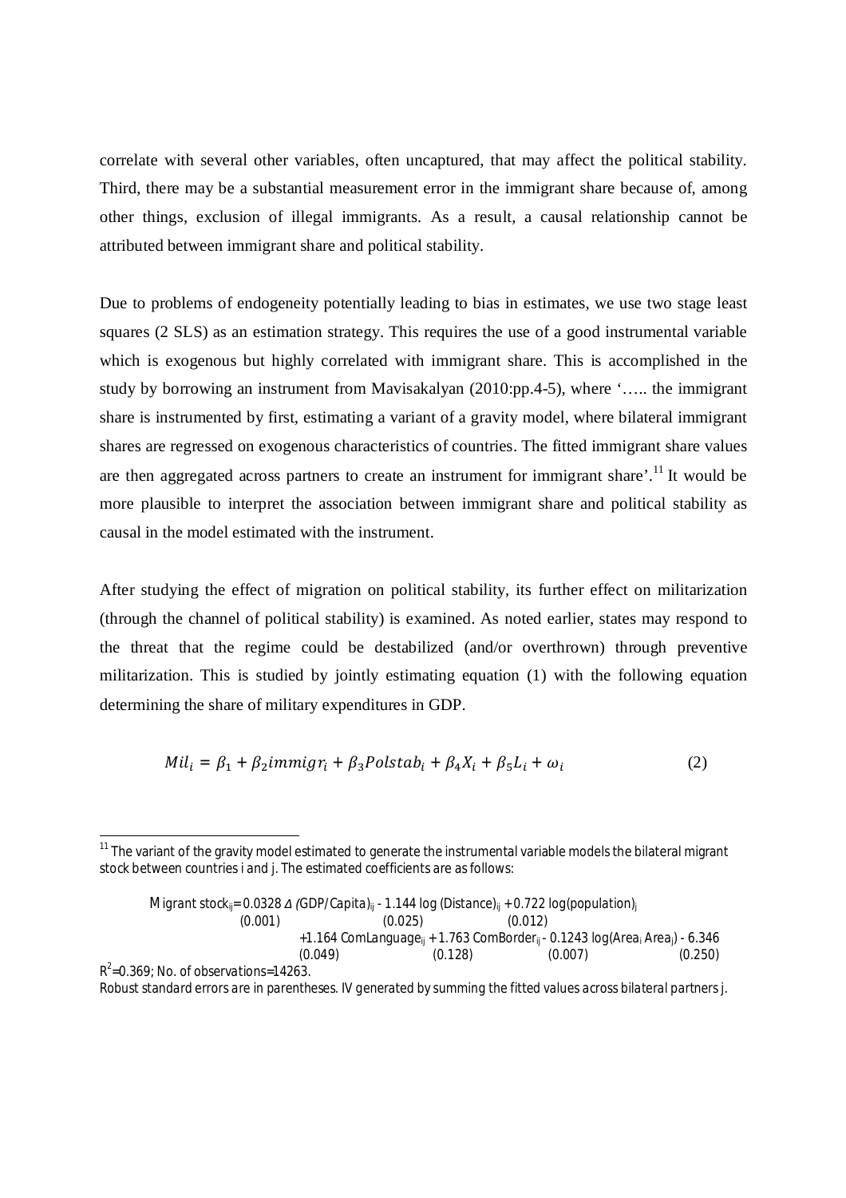correlate with several other variables, often uncaptured, that may affect the political stability. Third, there may be a substantial measurement error in the immigrant share because of, among other things, exclusion of illegal immigrants. As a result, a causal relationship cannot be attributed between immigrant share and political stability.

Due to problems of endogeneity potentially leading to bias in estimates, we use two stage least squares (2 SLS) as an estimation strategy. This requires the use of a good instrumental variable which is exogenous but highly correlated with immigrant share. This is accomplished in the study by borrowing an instrument from Mavisakalyan (2010:pp.4-5), where '….. the immigrant share is instrumented by first, estimating a variant of a gravity model, where bilateral immigrant shares are regressed on exogenous characteristics of countries. The fitted immigrant share values are then aggregated across partners to create an instrument for immigrant share'.[11] It would be more plausible to interpret the association between immigrant share and political stability as causal in the model estimated with the instrument.

After studying the effect of migration on political stability, its further effect on militarization (through the channel of political stability) is examined. As noted earlier, states may respond to the threat that the regime could be destabilized (and/or overthrown) through preventive militarization. This is studied by jointly estimating equation (1) with the following equation determining the share of military expenditures in GDP.

$$Mil_i = \beta_1 + \beta_2 immigr_i + \beta_3 Polstab_i + \beta_4 X_i + \beta_5 L_i + \omega_i \qquad (2)$$

---

[11] The variant of the gravity model estimated to generate the instrumental variable models the bilateral migrant stock between countries i and j. The estimated coefficients are as follows:

$$\underset{}{Migrant\ stock_{ij}} = \underset{(0.001)}{0.0328}\, \Delta\, (GDP/Capita)_{ij} - \underset{(0.025)}{1.144} \log(Distance)_{ij} + \underset{(0.012)}{0.722} \log(population)_j$$

$$+ \underset{(0.049)}{1.164}\, ComLanguage_{ij} + \underset{(0.128)}{1.763}\, ComBorder_{ij} - \underset{(0.007)}{0.1243} \log(Area_i\, Area_j) - \underset{(0.250)}{6.346}$$

$R^2$=0.369; No. of observations=14263.

Robust standard errors are in parentheses. IV generated by summing the fitted values across bilateral partners j.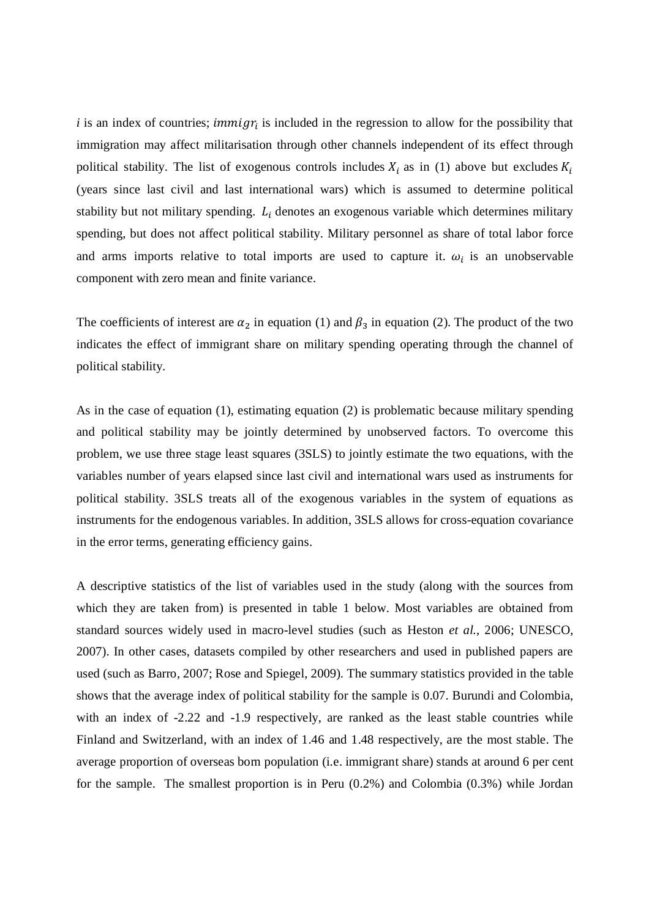$i$ is an index of countries; $immigr_i$ is included in the regression to allow for the possibility that immigration may affect militarisation through other channels independent of its effect through political stability. The list of exogenous controls includes $X_i$ as in (1) above but excludes $K_i$ (years since last civil and last international wars) which is assumed to determine political stability but not military spending. $L_i$ denotes an exogenous variable which determines military spending, but does not affect political stability. Military personnel as share of total labor force and arms imports relative to total imports are used to capture it. $\omega_i$ is an unobservable component with zero mean and finite variance.

The coefficients of interest are $\alpha_2$ in equation (1) and $\beta_3$ in equation (2). The product of the two indicates the effect of immigrant share on military spending operating through the channel of political stability.

As in the case of equation (1), estimating equation (2) is problematic because military spending and political stability may be jointly determined by unobserved factors. To overcome this problem, we use three stage least squares (3SLS) to jointly estimate the two equations, with the variables number of years elapsed since last civil and international wars used as instruments for political stability. 3SLS treats all of the exogenous variables in the system of equations as instruments for the endogenous variables. In addition, 3SLS allows for cross-equation covariance in the error terms, generating efficiency gains.

A descriptive statistics of the list of variables used in the study (along with the sources from which they are taken from) is presented in table 1 below. Most variables are obtained from standard sources widely used in macro-level studies (such as Heston *et al.*, 2006; UNESCO, 2007). In other cases, datasets compiled by other researchers and used in published papers are used (such as Barro, 2007; Rose and Spiegel, 2009). The summary statistics provided in the table shows that the average index of political stability for the sample is 0.07. Burundi and Colombia, with an index of -2.22 and -1.9 respectively, are ranked as the least stable countries while Finland and Switzerland, with an index of 1.46 and 1.48 respectively, are the most stable. The average proportion of overseas born population (i.e. immigrant share) stands at around 6 per cent for the sample. The smallest proportion is in Peru (0.2%) and Colombia (0.3%) while Jordan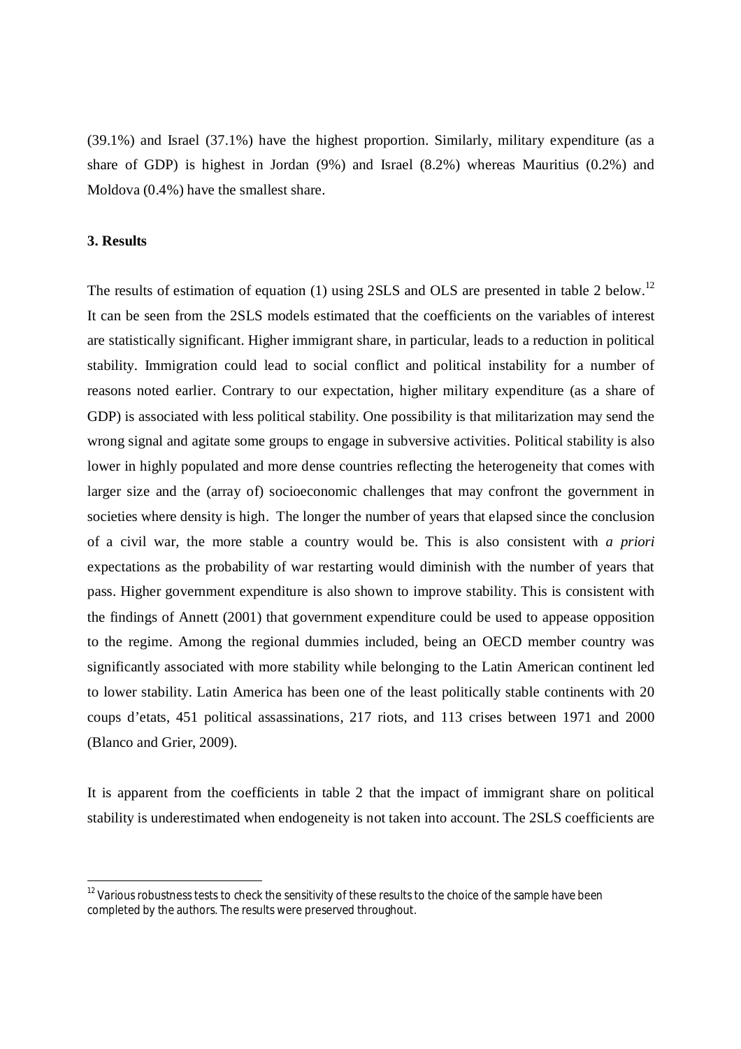(39.1%) and Israel (37.1%) have the highest proportion. Similarly, military expenditure (as a share of GDP) is highest in Jordan (9%) and Israel (8.2%) whereas Mauritius (0.2%) and Moldova (0.4%) have the smallest share.

**3. Results**

The results of estimation of equation (1) using 2SLS and OLS are presented in table 2 below.[12] It can be seen from the 2SLS models estimated that the coefficients on the variables of interest are statistically significant. Higher immigrant share, in particular, leads to a reduction in political stability. Immigration could lead to social conflict and political instability for a number of reasons noted earlier. Contrary to our expectation, higher military expenditure (as a share of GDP) is associated with less political stability. One possibility is that militarization may send the wrong signal and agitate some groups to engage in subversive activities. Political stability is also lower in highly populated and more dense countries reflecting the heterogeneity that comes with larger size and the (array of) socioeconomic challenges that may confront the government in societies where density is high. The longer the number of years that elapsed since the conclusion of a civil war, the more stable a country would be. This is also consistent with *a priori* expectations as the probability of war restarting would diminish with the number of years that pass. Higher government expenditure is also shown to improve stability. This is consistent with the findings of Annett (2001) that government expenditure could be used to appease opposition to the regime. Among the regional dummies included, being an OECD member country was significantly associated with more stability while belonging to the Latin American continent led to lower stability. Latin America has been one of the least politically stable continents with 20 coups d'etats, 451 political assassinations, 217 riots, and 113 crises between 1971 and 2000 (Blanco and Grier, 2009).

It is apparent from the coefficients in table 2 that the impact of immigrant share on political stability is underestimated when endogeneity is not taken into account. The 2SLS coefficients are

[12] Various robustness tests to check the sensitivity of these results to the choice of the sample have been completed by the authors. The results were preserved throughout.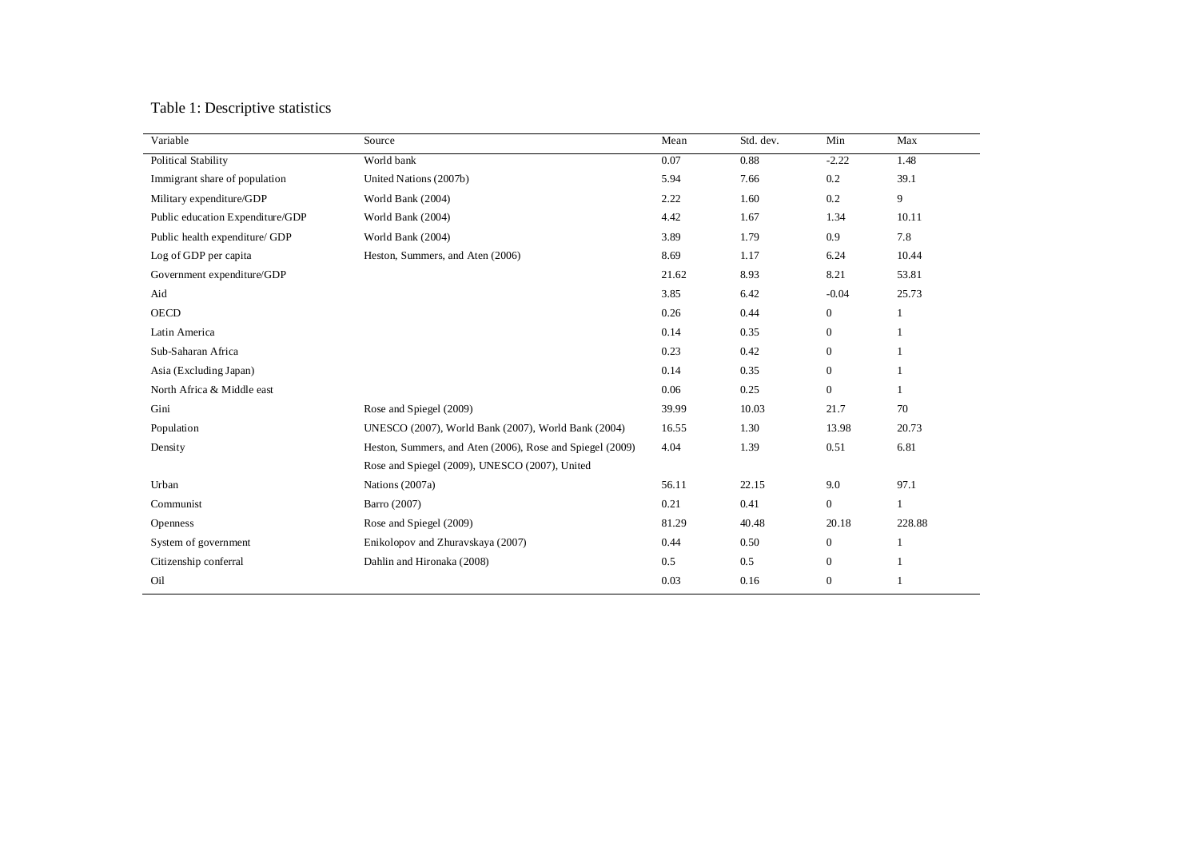Table 1: Descriptive statistics

| Variable | Source | Mean | Std. dev. | Min | Max |
|---|---|---|---|---|---|
| Political Stability | World bank | 0.07 | 0.88 | -2.22 | 1.48 |
| Immigrant share of population | United Nations (2007b) | 5.94 | 7.66 | 0.2 | 39.1 |
| Military expenditure/GDP | World Bank (2004) | 2.22 | 1.60 | 0.2 | 9 |
| Public education Expenditure/GDP | World Bank (2004) | 4.42 | 1.67 | 1.34 | 10.11 |
| Public health expenditure/ GDP | World Bank (2004) | 3.89 | 1.79 | 0.9 | 7.8 |
| Log of GDP per capita | Heston, Summers, and Aten (2006) | 8.69 | 1.17 | 6.24 | 10.44 |
| Government expenditure/GDP | | 21.62 | 8.93 | 8.21 | 53.81 |
| Aid | | 3.85 | 6.42 | -0.04 | 25.73 |
| OECD | | 0.26 | 0.44 | 0 | 1 |
| Latin America | | 0.14 | 0.35 | 0 | 1 |
| Sub-Saharan Africa | | 0.23 | 0.42 | 0 | 1 |
| Asia (Excluding Japan) | | 0.14 | 0.35 | 0 | 1 |
| North Africa & Middle east | | 0.06 | 0.25 | 0 | 1 |
| Gini | Rose and Spiegel (2009) | 39.99 | 10.03 | 21.7 | 70 |
| Population | UNESCO (2007), World Bank (2007), World Bank (2004) | 16.55 | 1.30 | 13.98 | 20.73 |
| Density | Heston, Summers, and Aten (2006), Rose and Spiegel (2009) | 4.04 | 1.39 | 0.51 | 6.81 |
| Urban | Rose and Spiegel (2009), UNESCO (2007), United Nations (2007a) | 56.11 | 22.15 | 9.0 | 97.1 |
| Communist | Barro (2007) | 0.21 | 0.41 | 0 | 1 |
| Openness | Rose and Spiegel (2009) | 81.29 | 40.48 | 20.18 | 228.88 |
| System of government | Enikolopov and Zhuravskaya (2007) | 0.44 | 0.50 | 0 | 1 |
| Citizenship conferral | Dahlin and Hironaka (2008) | 0.5 | 0.5 | 0 | 1 |
| Oil | | 0.03 | 0.16 | 0 | 1 |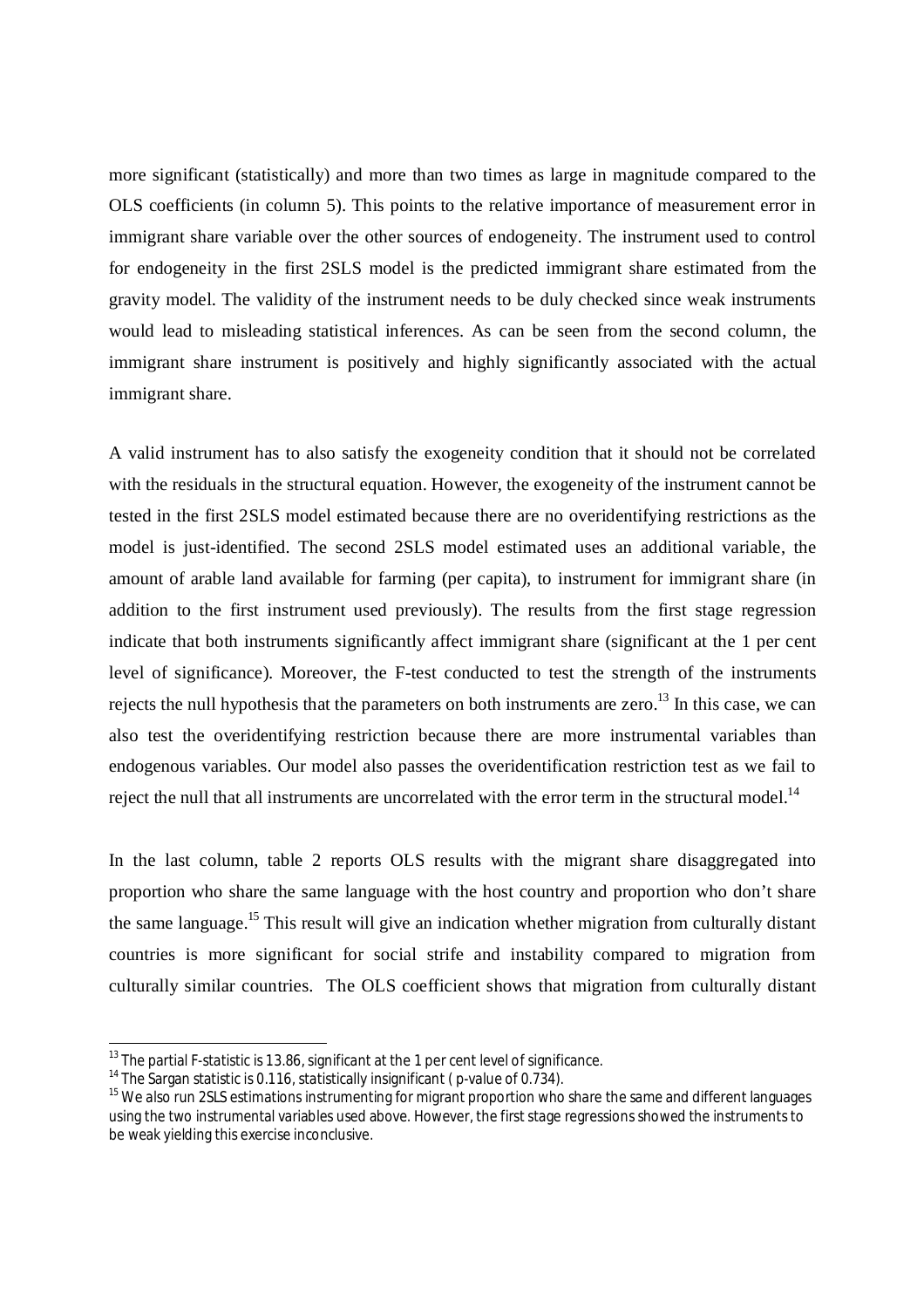more significant (statistically) and more than two times as large in magnitude compared to the OLS coefficients (in column 5). This points to the relative importance of measurement error in immigrant share variable over the other sources of endogeneity. The instrument used to control for endogeneity in the first 2SLS model is the predicted immigrant share estimated from the gravity model. The validity of the instrument needs to be duly checked since weak instruments would lead to misleading statistical inferences. As can be seen from the second column, the immigrant share instrument is positively and highly significantly associated with the actual immigrant share.

A valid instrument has to also satisfy the exogeneity condition that it should not be correlated with the residuals in the structural equation. However, the exogeneity of the instrument cannot be tested in the first 2SLS model estimated because there are no overidentifying restrictions as the model is just-identified. The second 2SLS model estimated uses an additional variable, the amount of arable land available for farming (per capita), to instrument for immigrant share (in addition to the first instrument used previously). The results from the first stage regression indicate that both instruments significantly affect immigrant share (significant at the 1 per cent level of significance). Moreover, the F-test conducted to test the strength of the instruments rejects the null hypothesis that the parameters on both instruments are zero.[13] In this case, we can also test the overidentifying restriction because there are more instrumental variables than endogenous variables. Our model also passes the overidentification restriction test as we fail to reject the null that all instruments are uncorrelated with the error term in the structural model.[14]

In the last column, table 2 reports OLS results with the migrant share disaggregated into proportion who share the same language with the host country and proportion who don't share the same language.[15] This result will give an indication whether migration from culturally distant countries is more significant for social strife and instability compared to migration from culturally similar countries. The OLS coefficient shows that migration from culturally distant

[13] The partial F-statistic is 13.86, significant at the 1 per cent level of significance.

[14] The Sargan statistic is 0.116, statistically insignificant ( p-value of 0.734).

[15] We also run 2SLS estimations instrumenting for migrant proportion who share the same and different languages using the two instrumental variables used above. However, the first stage regressions showed the instruments to be weak yielding this exercise inconclusive.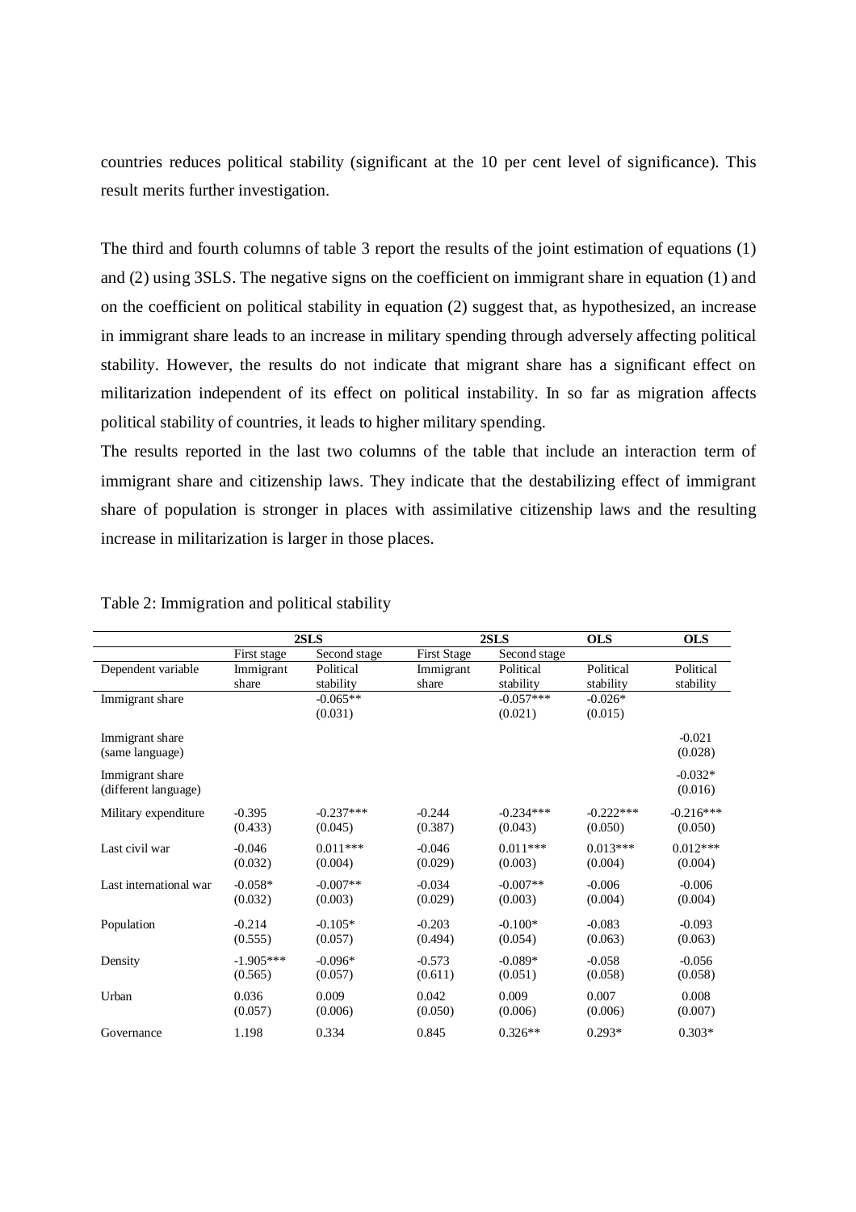countries reduces political stability (significant at the 10 per cent level of significance). This result merits further investigation.

The third and fourth columns of table 3 report the results of the joint estimation of equations (1) and (2) using 3SLS. The negative signs on the coefficient on immigrant share in equation (1) and on the coefficient on political stability in equation (2) suggest that, as hypothesized, an increase in immigrant share leads to an increase in military spending through adversely affecting political stability. However, the results do not indicate that migrant share has a significant effect on militarization independent of its effect on political instability. In so far as migration affects political stability of countries, it leads to higher military spending.

The results reported in the last two columns of the table that include an interaction term of immigrant share and citizenship laws. They indicate that the destabilizing effect of immigrant share of population is stronger in places with assimilative citizenship laws and the resulting increase in militarization is larger in those places.

Table 2: Immigration and political stability

| | **2SLS** | | **2SLS** | | **OLS** | **OLS** |
|---|---|---|---|---|---|---|
| | First stage | Second stage | First Stage | Second stage | | |
| Dependent variable | Immigrant share | Political stability | Immigrant share | Political stability | Political stability | Political stability |
| Immigrant share | | -0.065** | | -0.057*** | -0.026* | |
| | | (0.031) | | (0.021) | (0.015) | |
| Immigrant share (same language) | | | | | | -0.021 |
| | | | | | | (0.028) |
| Immigrant share (different language) | | | | | | -0.032* |
| | | | | | | (0.016) |
| Military expenditure | -0.395 | -0.237*** | -0.244 | -0.234*** | -0.222*** | -0.216*** |
| | (0.433) | (0.045) | (0.387) | (0.043) | (0.050) | (0.050) |
| Last civil war | -0.046 | 0.011*** | -0.046 | 0.011*** | 0.013*** | 0.012*** |
| | (0.032) | (0.004) | (0.029) | (0.003) | (0.004) | (0.004) |
| Last international war | -0.058* | -0.007** | -0.034 | -0.007** | -0.006 | -0.006 |
| | (0.032) | (0.003) | (0.029) | (0.003) | (0.004) | (0.004) |
| Population | -0.214 | -0.105* | -0.203 | -0.100* | -0.083 | -0.093 |
| | (0.555) | (0.057) | (0.494) | (0.054) | (0.063) | (0.063) |
| Density | -1.905*** | -0.096* | -0.573 | -0.089* | -0.058 | -0.056 |
| | (0.565) | (0.057) | (0.611) | (0.051) | (0.058) | (0.058) |
| Urban | 0.036 | 0.009 | 0.042 | 0.009 | 0.007 | 0.008 |
| | (0.057) | (0.006) | (0.050) | (0.006) | (0.006) | (0.007) |
| Governance | 1.198 | 0.334 | 0.845 | 0.326** | 0.293* | 0.303* |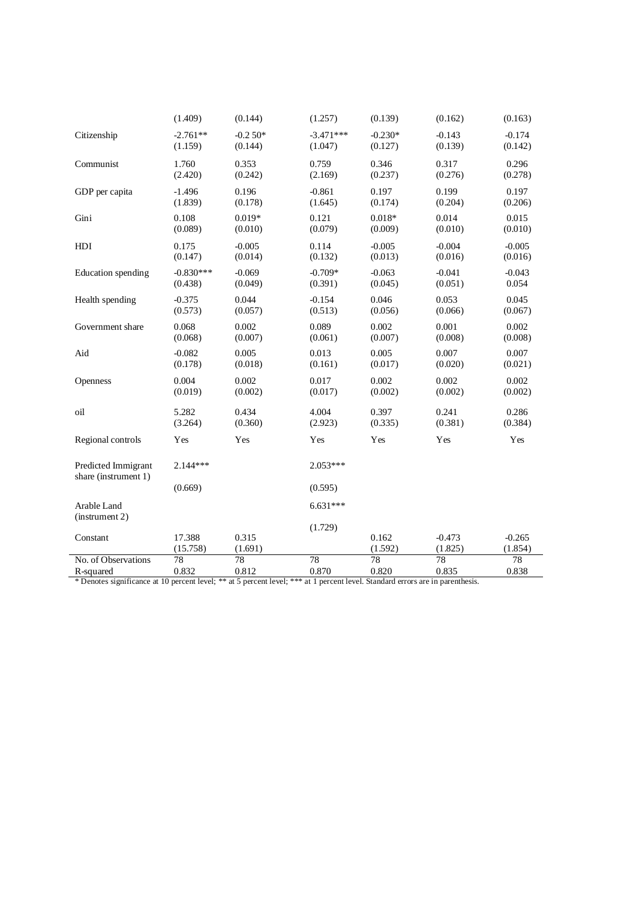| | (1.409) | (0.144) | (1.257) | (0.139) | (0.162) | (0.163) |
|---|---|---|---|---|---|---|
| Citizenship | -2.761** | -0.2 50* | -3.471*** | -0.230* | -0.143 | -0.174 |
| | (1.159) | (0.144) | (1.047) | (0.127) | (0.139) | (0.142) |
| Communist | 1.760 | 0.353 | 0.759 | 0.346 | 0.317 | 0.296 |
| | (2.420) | (0.242) | (2.169) | (0.237) | (0.276) | (0.278) |
| GDP per capita | -1.496 | 0.196 | -0.861 | 0.197 | 0.199 | 0.197 |
| | (1.839) | (0.178) | (1.645) | (0.174) | (0.204) | (0.206) |
| Gini | 0.108 | 0.019* | 0.121 | 0.018* | 0.014 | 0.015 |
| | (0.089) | (0.010) | (0.079) | (0.009) | (0.010) | (0.010) |
| HDI | 0.175 | -0.005 | 0.114 | -0.005 | -0.004 | -0.005 |
| | (0.147) | (0.014) | (0.132) | (0.013) | (0.016) | (0.016) |
| Education spending | -0.830*** | -0.069 | -0.709* | -0.063 | -0.041 | -0.043 |
| | (0.438) | (0.049) | (0.391) | (0.045) | (0.051) | 0.054 |
| Health spending | -0.375 | 0.044 | -0.154 | 0.046 | 0.053 | 0.045 |
| | (0.573) | (0.057) | (0.513) | (0.056) | (0.066) | (0.067) |
| Government share | 0.068 | 0.002 | 0.089 | 0.002 | 0.001 | 0.002 |
| | (0.068) | (0.007) | (0.061) | (0.007) | (0.008) | (0.008) |
| Aid | -0.082 | 0.005 | 0.013 | 0.005 | 0.007 | 0.007 |
| | (0.178) | (0.018) | (0.161) | (0.017) | (0.020) | (0.021) |
| Openness | 0.004 | 0.002 | 0.017 | 0.002 | 0.002 | 0.002 |
| | (0.019) | (0.002) | (0.017) | (0.002) | (0.002) | (0.002) |
| oil | 5.282 | 0.434 | 4.004 | 0.397 | 0.241 | 0.286 |
| | (3.264) | (0.360) | (2.923) | (0.335) | (0.381) | (0.384) |
| Regional controls | Yes | Yes | Yes | Yes | Yes | Yes |
| Predicted Immigrant share (instrument 1) | 2.144*** | | 2.053*** | | | |
| | (0.669) | | (0.595) | | | |
| Arable Land (instrument 2) | | | 6.631*** | | | |
| | | | (1.729) | | | |
| Constant | 17.388 | 0.315 | | 0.162 | -0.473 | -0.265 |
| | (15.758) | (1.691) | | (1.592) | (1.825) | (1.854) |
| No. of Observations | 78 | 78 | 78 | 78 | 78 | 78 |
| R-squared | 0.832 | 0.812 | 0.870 | 0.820 | 0.835 | 0.838 |

* Denotes significance at 10 percent level; ** at 5 percent level; *** at 1 percent level. Standard errors are in parenthesis.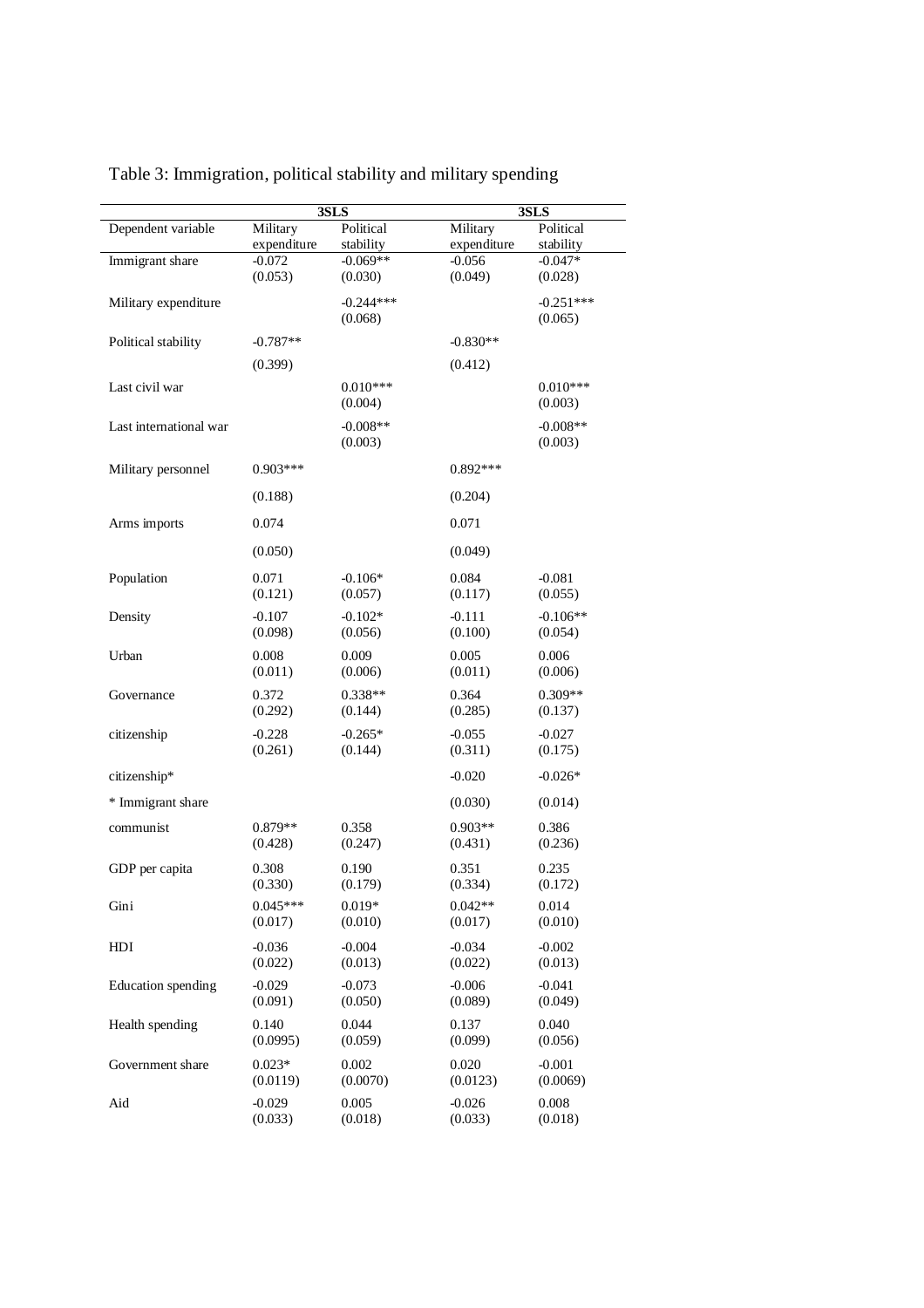Table 3: Immigration, political stability and military spending

| | 3SLS | | 3SLS | |
|---|---|---|---|---|
| Dependent variable | Military expenditure | Political stability | Military expenditure | Political stability |
| Immigrant share | -0.072 | -0.069** | -0.056 | -0.047* |
| | (0.053) | (0.030) | (0.049) | (0.028) |
| Military expenditure | | -0.244*** | | -0.251*** |
| | | (0.068) | | (0.065) |
| Political stability | -0.787** | | -0.830** | |
| | (0.399) | | (0.412) | |
| Last civil war | | 0.010*** | | 0.010*** |
| | | (0.004) | | (0.003) |
| Last international war | | -0.008** | | -0.008** |
| | | (0.003) | | (0.003) |
| Military personnel | 0.903*** | | 0.892*** | |
| | (0.188) | | (0.204) | |
| Arms imports | 0.074 | | 0.071 | |
| | (0.050) | | (0.049) | |
| Population | 0.071 | -0.106* | 0.084 | -0.081 |
| | (0.121) | (0.057) | (0.117) | (0.055) |
| Density | -0.107 | -0.102* | -0.111 | -0.106** |
| | (0.098) | (0.056) | (0.100) | (0.054) |
| Urban | 0.008 | 0.009 | 0.005 | 0.006 |
| | (0.011) | (0.006) | (0.011) | (0.006) |
| Governance | 0.372 | 0.338** | 0.364 | 0.309** |
| | (0.292) | (0.144) | (0.285) | (0.137) |
| citizenship | -0.228 | -0.265* | -0.055 | -0.027 |
| | (0.261) | (0.144) | (0.311) | (0.175) |
| citizenship* | | | -0.020 | -0.026* |
| * Immigrant share | | | (0.030) | (0.014) |
| communist | 0.879** | 0.358 | 0.903** | 0.386 |
| | (0.428) | (0.247) | (0.431) | (0.236) |
| GDP per capita | 0.308 | 0.190 | 0.351 | 0.235 |
| | (0.330) | (0.179) | (0.334) | (0.172) |
| Gini | 0.045*** | 0.019* | 0.042** | 0.014 |
| | (0.017) | (0.010) | (0.017) | (0.010) |
| HDI | -0.036 | -0.004 | -0.034 | -0.002 |
| | (0.022) | (0.013) | (0.022) | (0.013) |
| Education spending | -0.029 | -0.073 | -0.006 | -0.041 |
| | (0.091) | (0.050) | (0.089) | (0.049) |
| Health spending | 0.140 | 0.044 | 0.137 | 0.040 |
| | (0.0995) | (0.059) | (0.099) | (0.056) |
| Government share | 0.023* | 0.002 | 0.020 | -0.001 |
| | (0.0119) | (0.0070) | (0.0123) | (0.0069) |
| Aid | -0.029 | 0.005 | -0.026 | 0.008 |
| | (0.033) | (0.018) | (0.033) | (0.018) |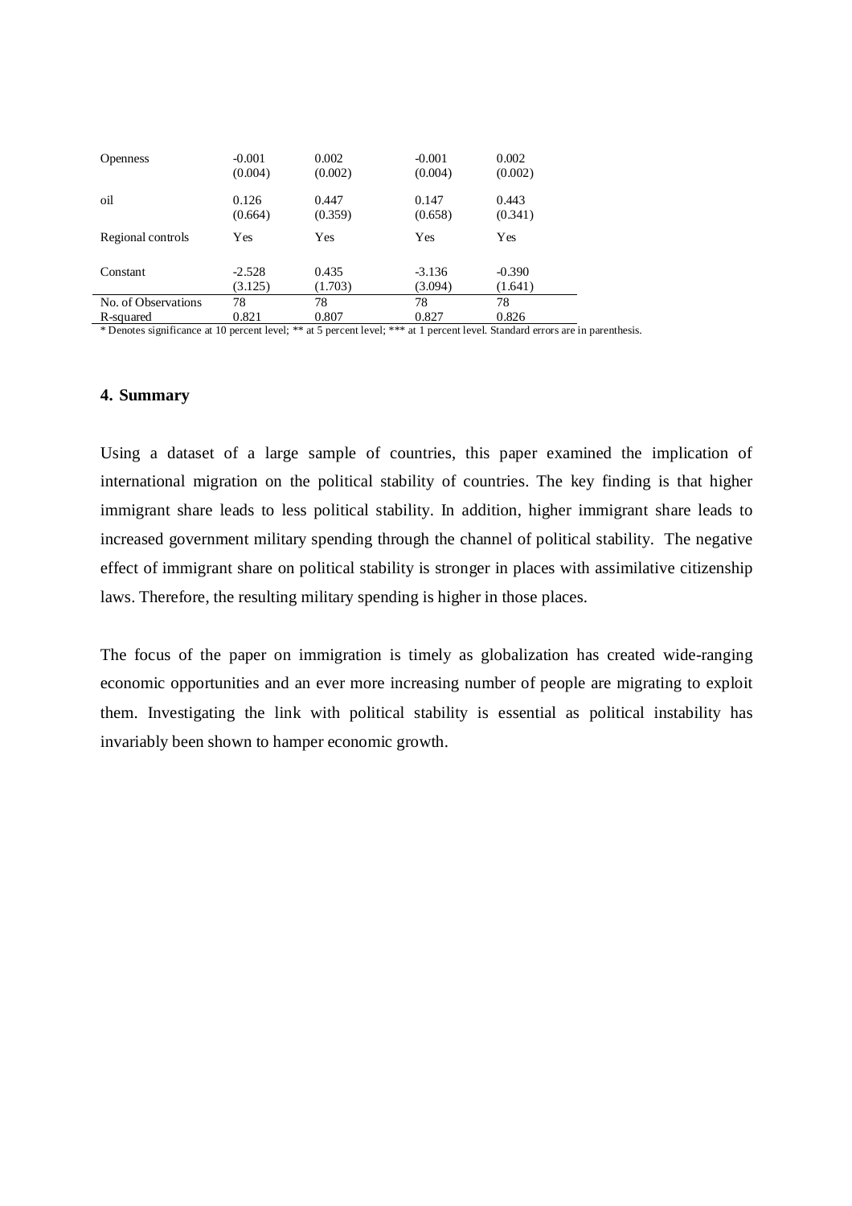| | | | | |
|---|---|---|---|---|
| Openness | -0.001 | 0.002 | -0.001 | 0.002 |
| | (0.004) | (0.002) | (0.004) | (0.002) |
| oil | 0.126 | 0.447 | 0.147 | 0.443 |
| | (0.664) | (0.359) | (0.658) | (0.341) |
| Regional controls | Yes | Yes | Yes | Yes |
| Constant | -2.528 | 0.435 | -3.136 | -0.390 |
| | (3.125) | (1.703) | (3.094) | (1.641) |
| No. of Observations | 78 | 78 | 78 | 78 |
| R-squared | 0.821 | 0.807 | 0.827 | 0.826 |

* Denotes significance at 10 percent level; ** at 5 percent level; *** at 1 percent level. Standard errors are in parenthesis.

## 4. Summary

Using a dataset of a large sample of countries, this paper examined the implication of international migration on the political stability of countries. The key finding is that higher immigrant share leads to less political stability. In addition, higher immigrant share leads to increased government military spending through the channel of political stability. The negative effect of immigrant share on political stability is stronger in places with assimilative citizenship laws. Therefore, the resulting military spending is higher in those places.

The focus of the paper on immigration is timely as globalization has created wide-ranging economic opportunities and an ever more increasing number of people are migrating to exploit them. Investigating the link with political stability is essential as political instability has invariably been shown to hamper economic growth.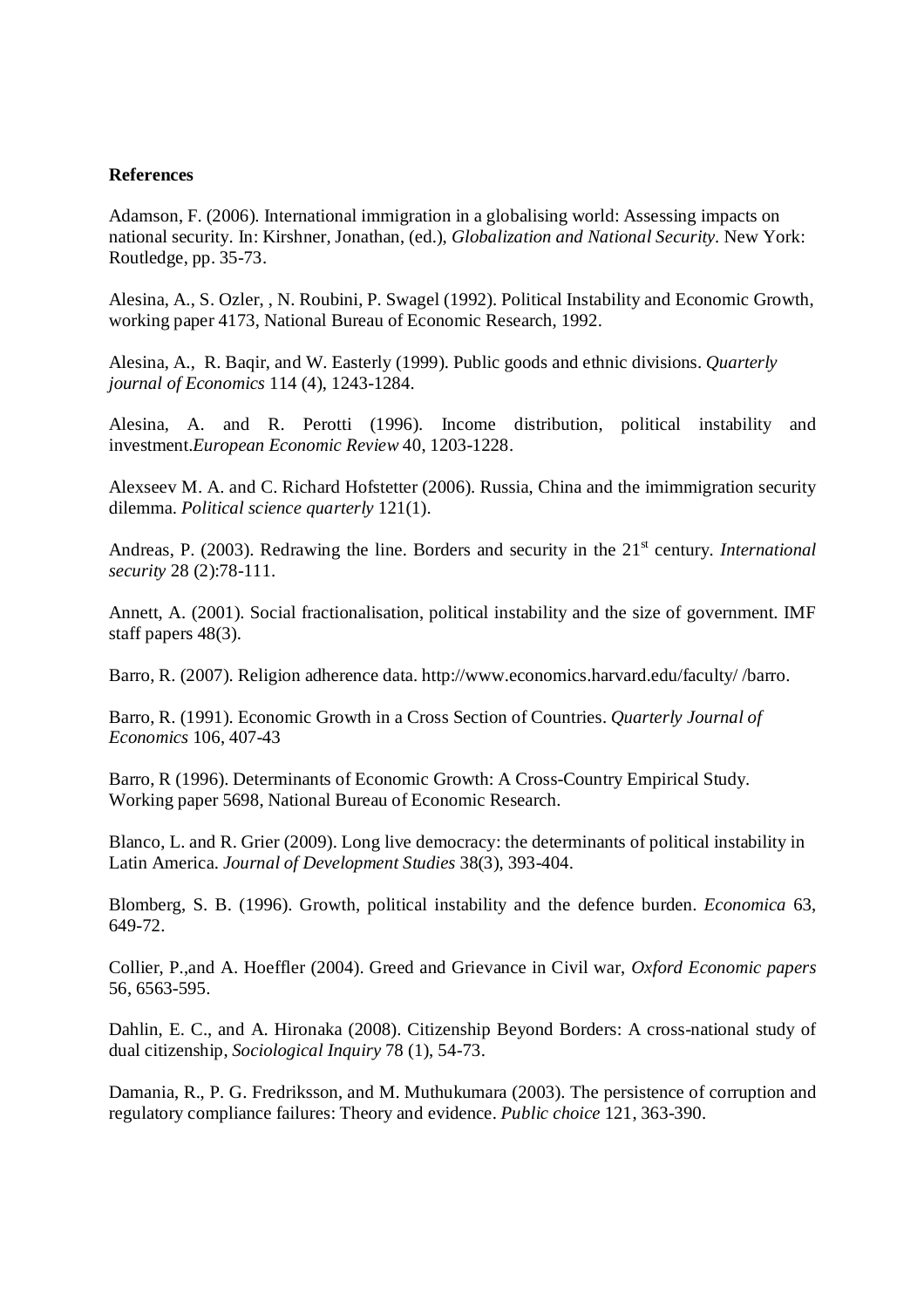**References**

Adamson, F. (2006). International immigration in a globalising world: Assessing impacts on national security. In: Kirshner, Jonathan, (ed.), *Globalization and National Security*. New York: Routledge, pp. 35-73.

Alesina, A., S. Ozler, , N. Roubini, P. Swagel (1992). Political Instability and Economic Growth, working paper 4173, National Bureau of Economic Research, 1992.

Alesina, A., R. Baqir, and W. Easterly (1999). Public goods and ethnic divisions. *Quarterly journal of Economics* 114 (4), 1243-1284.

Alesina, A. and R. Perotti (1996). Income distribution, political instability and investment.*European Economic Review* 40, 1203-1228.

Alexseev M. A. and C. Richard Hofstetter (2006). Russia, China and the imimmigration security dilemma. *Political science quarterly* 121(1).

Andreas, P. (2003). Redrawing the line. Borders and security in the 21st century. *International security* 28 (2):78-111.

Annett, A. (2001). Social fractionalisation, political instability and the size of government. IMF staff papers 48(3).

Barro, R. (2007). Religion adherence data. http://www.economics.harvard.edu/faculty/ /barro.

Barro, R. (1991). Economic Growth in a Cross Section of Countries. *Quarterly Journal of Economics* 106, 407-43

Barro, R (1996). Determinants of Economic Growth: A Cross-Country Empirical Study. Working paper 5698, National Bureau of Economic Research.

Blanco, L. and R. Grier (2009). Long live democracy: the determinants of political instability in Latin America. *Journal of Development Studies* 38(3), 393-404.

Blomberg, S. B. (1996). Growth, political instability and the defence burden. *Economica* 63, 649-72.

Collier, P.,and A. Hoeffler (2004). Greed and Grievance in Civil war, *Oxford Economic papers* 56, 6563-595.

Dahlin, E. C., and A. Hironaka (2008). Citizenship Beyond Borders: A cross-national study of dual citizenship, *Sociological Inquiry* 78 (1), 54-73.

Damania, R., P. G. Fredriksson, and M. Muthukumara (2003). The persistence of corruption and regulatory compliance failures: Theory and evidence. *Public choice* 121, 363-390.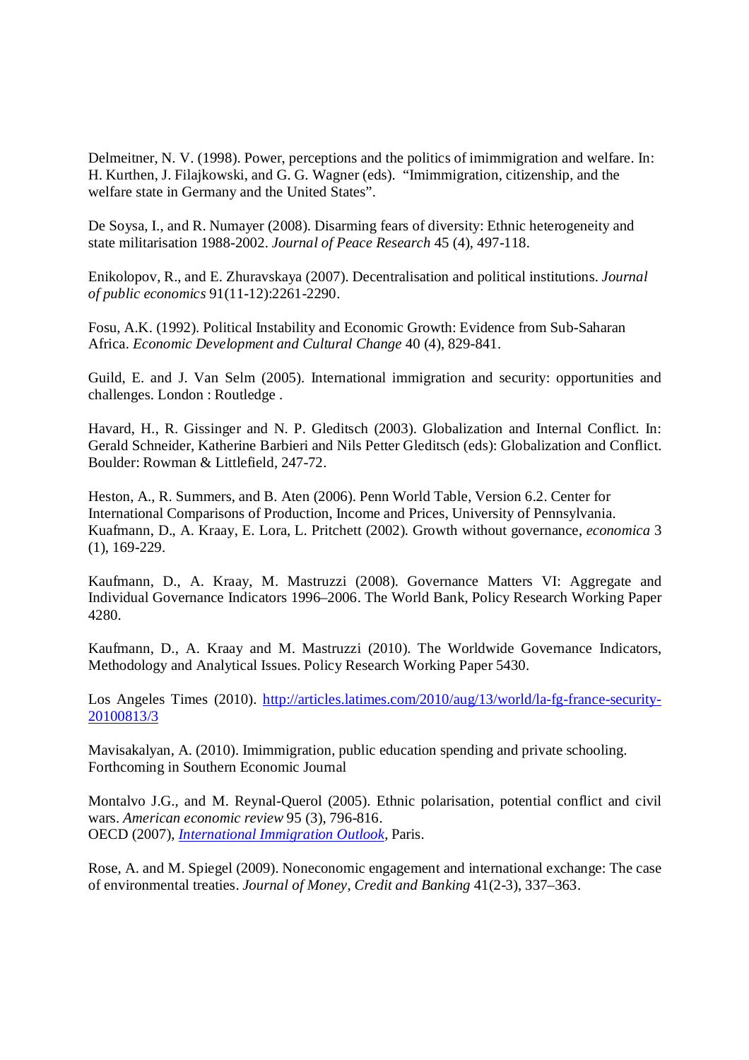Delmeitner, N. V. (1998). Power, perceptions and the politics of imimmigration and welfare. In: H. Kurthen, J. Filajkowski, and G. G. Wagner (eds). "Imimmigration, citizenship, and the welfare state in Germany and the United States".

De Soysa, I., and R. Numayer (2008). Disarming fears of diversity: Ethnic heterogeneity and state militarisation 1988-2002. *Journal of Peace Research* 45 (4), 497-118.

Enikolopov, R., and E. Zhuravskaya (2007). Decentralisation and political institutions. *Journal of public economics* 91(11-12):2261-2290.

Fosu, A.K. (1992). Political Instability and Economic Growth: Evidence from Sub-Saharan Africa. *Economic Development and Cultural Change* 40 (4), 829-841.

Guild, E. and J. Van Selm (2005). International immigration and security: opportunities and challenges. London : Routledge .

Havard, H., R. Gissinger and N. P. Gleditsch (2003). Globalization and Internal Conflict. In: Gerald Schneider, Katherine Barbieri and Nils Petter Gleditsch (eds): Globalization and Conflict. Boulder: Rowman & Littlefield, 247-72.

Heston, A., R. Summers, and B. Aten (2006). Penn World Table, Version 6.2. Center for International Comparisons of Production, Income and Prices, University of Pennsylvania.
Kuafmann, D., A. Kraay, E. Lora, L. Pritchett (2002). Growth without governance, *economica* 3 (1), 169-229.

Kaufmann, D., A. Kraay, M. Mastruzzi (2008). Governance Matters VI: Aggregate and Individual Governance Indicators 1996–2006. The World Bank, Policy Research Working Paper 4280.

Kaufmann, D., A. Kraay and M. Mastruzzi (2010). The Worldwide Governance Indicators, Methodology and Analytical Issues. Policy Research Working Paper 5430.

Los Angeles Times (2010). http://articles.latimes.com/2010/aug/13/world/la-fg-france-security-20100813/3

Mavisakalyan, A. (2010). Imimmigration, public education spending and private schooling. Forthcoming in Southern Economic Journal

Montalvo J.G., and M. Reynal-Querol (2005). Ethnic polarisation, potential conflict and civil wars. *American economic review* 95 (3), 796-816.
OECD (2007), *International Immigration Outlook*, Paris.

Rose, A. and M. Spiegel (2009). Noneconomic engagement and international exchange: The case of environmental treaties. *Journal of Money, Credit and Banking* 41(2-3), 337–363.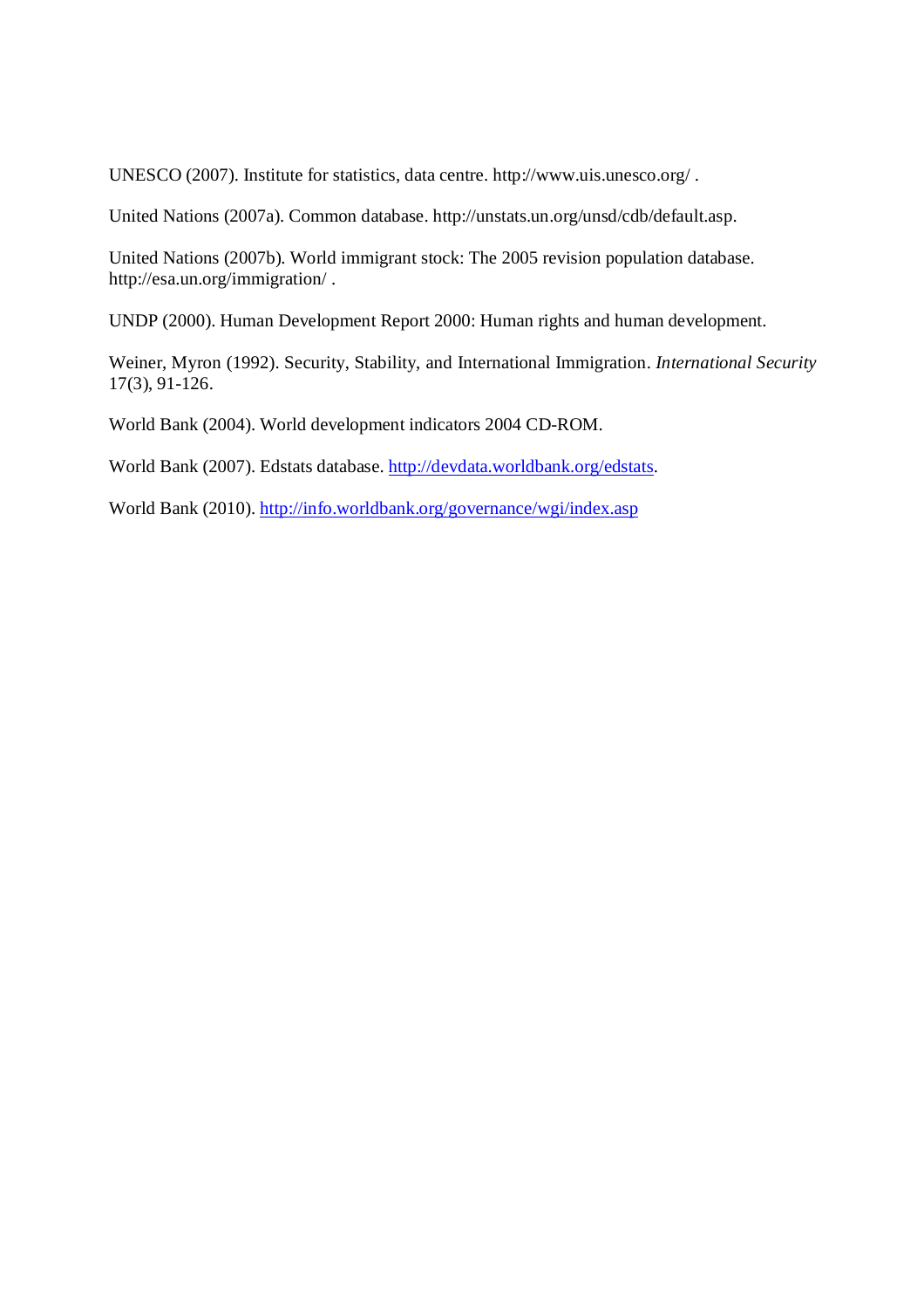UNESCO (2007). Institute for statistics, data centre. http://www.uis.unesco.org/ .

United Nations (2007a). Common database. http://unstats.un.org/unsd/cdb/default.asp.

United Nations (2007b). World immigrant stock: The 2005 revision population database. http://esa.un.org/immigration/ .

UNDP (2000). Human Development Report 2000: Human rights and human development.

Weiner, Myron (1992). Security, Stability, and International Immigration. *International Security* 17(3), 91-126.

World Bank (2004). World development indicators 2004 CD-ROM.

World Bank (2007). Edstats database. http://devdata.worldbank.org/edstats.

World Bank (2010). http://info.worldbank.org/governance/wgi/index.asp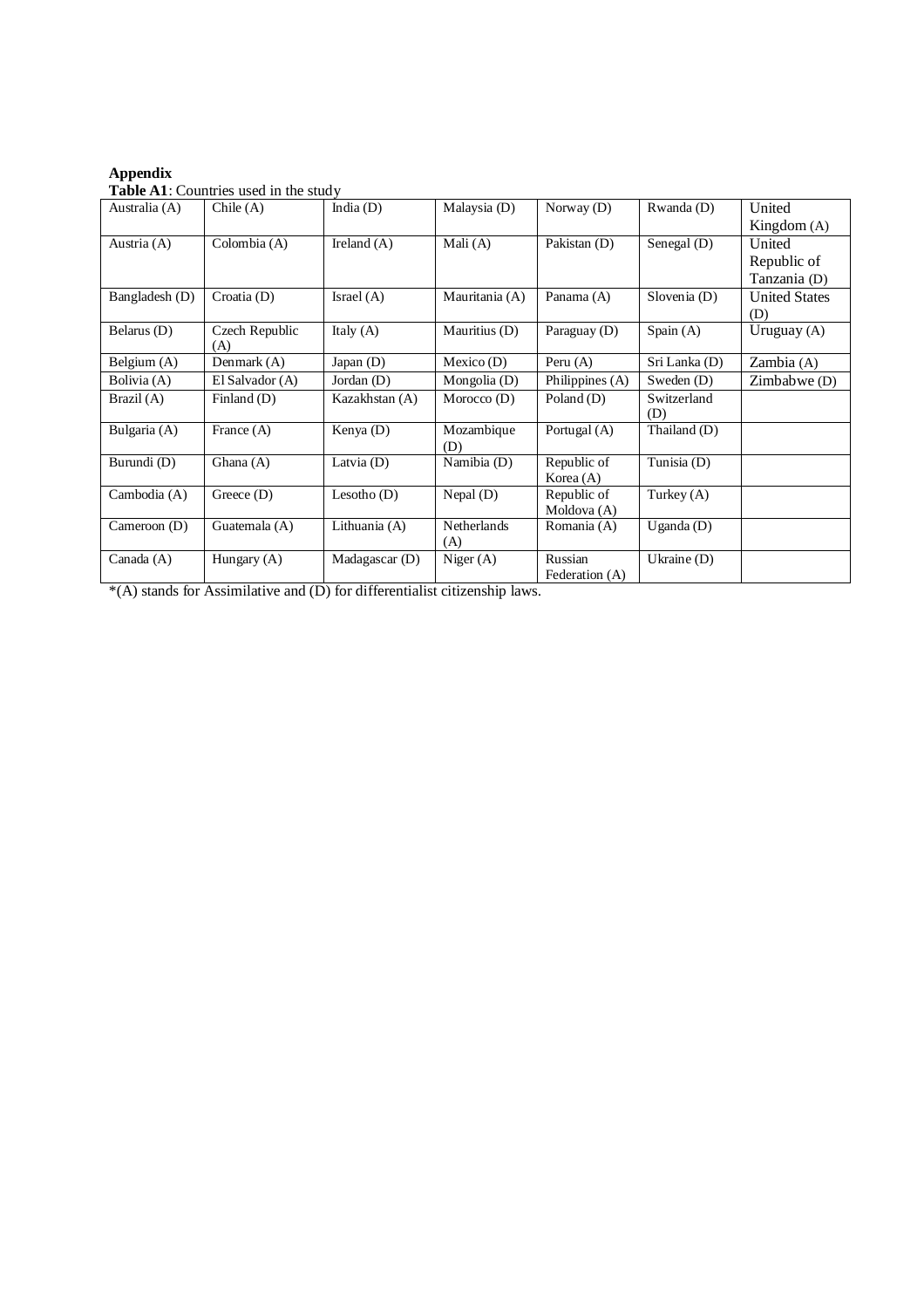**Appendix**

**Table A1**: Countries used in the study

| | | | | | | |
|---|---|---|---|---|---|---|
| Australia (A) | Chile (A) | India (D) | Malaysia (D) | Norway (D) | Rwanda (D) | United Kingdom (A) |
| Austria (A) | Colombia (A) | Ireland (A) | Mali (A) | Pakistan (D) | Senegal (D) | United Republic of Tanzania (D) |
| Bangladesh (D) | Croatia (D) | Israel (A) | Mauritania (A) | Panama (A) | Slovenia (D) | United States (D) |
| Belarus (D) | Czech Republic (A) | Italy (A) | Mauritius (D) | Paraguay (D) | Spain (A) | Uruguay (A) |
| Belgium (A) | Denmark (A) | Japan (D) | Mexico (D) | Peru (A) | Sri Lanka (D) | Zambia (A) |
| Bolivia (A) | El Salvador (A) | Jordan (D) | Mongolia (D) | Philippines (A) | Sweden (D) | Zimbabwe (D) |
| Brazil (A) | Finland (D) | Kazakhstan (A) | Morocco (D) | Poland (D) | Switzerland (D) | |
| Bulgaria (A) | France (A) | Kenya (D) | Mozambique (D) | Portugal (A) | Thailand (D) | |
| Burundi (D) | Ghana (A) | Latvia (D) | Namibia (D) | Republic of Korea (A) | Tunisia (D) | |
| Cambodia (A) | Greece (D) | Lesotho (D) | Nepal (D) | Republic of Moldova (A) | Turkey (A) | |
| Cameroon (D) | Guatemala (A) | Lithuania (A) | Netherlands (A) | Romania (A) | Uganda (D) | |
| Canada (A) | Hungary (A) | Madagascar (D) | Niger (A) | Russian Federation (A) | Ukraine (D) | |

*(A) stands for Assimilative and (D) for differentialist citizenship laws.